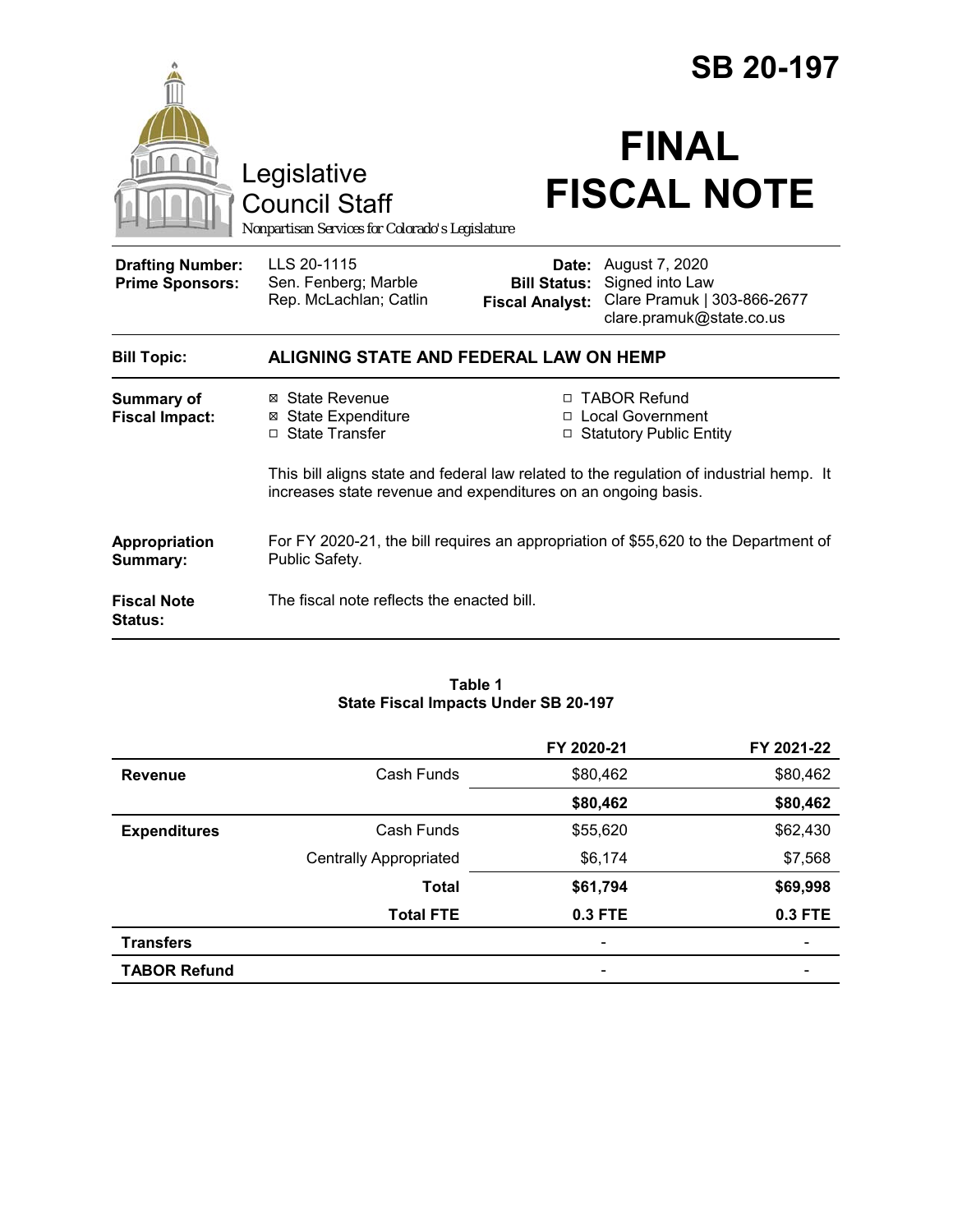# SB 20-197

Legislative Council Staff

*Nonpartisan Services for Colorado's Legislature*

# FINAL FISCAL NOTE

| | | | |
|---|---|---|---|
| **Drafting Number:** | LLS 20-1115 | **Date:** | August 7, 2020 |
| **Prime Sponsors:** | Sen. Fenberg; Marble | **Bill Status:** | Signed into Law |
| | Rep. McLachlan; Catlin | **Fiscal Analyst:** | Clare Pramuk \| 303-866-2677 clare.pramuk@state.co.us |

**Bill Topic:** **ALIGNING STATE AND FEDERAL LAW ON HEMP**

**Summary of Fiscal Impact:**

- ☒ State Revenue
- ☒ State Expenditure
- ☐ State Transfer
- ☐ TABOR Refund
- ☐ Local Government
- ☐ Statutory Public Entity

This bill aligns state and federal law related to the regulation of industrial hemp. It increases state revenue and expenditures on an ongoing basis.

**Appropriation Summary:** For FY 2020-21, the bill requires an appropriation of $55,620 to the Department of Public Safety.

**Fiscal Note Status:** The fiscal note reflects the enacted bill.

**Table 1**
**State Fiscal Impacts Under SB 20-197**

| | | FY 2020-21 | FY 2021-22 |
|---|---|---|---|
| **Revenue** | Cash Funds | $80,462 | $80,462 |
| | | **$80,462** | **$80,462** |
| **Expenditures** | Cash Funds | $55,620 | $62,430 |
| | Centrally Appropriated | $6,174 | $7,568 |
| | **Total** | **$61,794** | **$69,998** |
| | **Total FTE** | **0.3 FTE** | **0.3 FTE** |
| **Transfers** | | - | - |
| **TABOR Refund** | | - | - |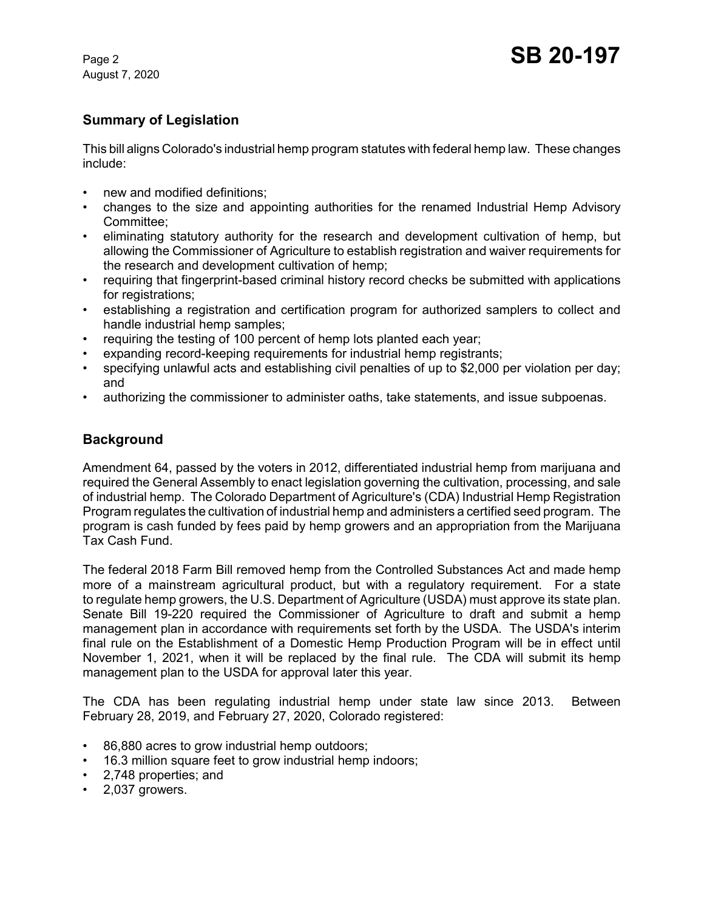## Summary of Legislation

This bill aligns Colorado's industrial hemp program statutes with federal hemp law. These changes include:

- new and modified definitions;
- changes to the size and appointing authorities for the renamed Industrial Hemp Advisory Committee;
- eliminating statutory authority for the research and development cultivation of hemp, but allowing the Commissioner of Agriculture to establish registration and waiver requirements for the research and development cultivation of hemp;
- requiring that fingerprint-based criminal history record checks be submitted with applications for registrations;
- establishing a registration and certification program for authorized samplers to collect and handle industrial hemp samples;
- requiring the testing of 100 percent of hemp lots planted each year;
- expanding record-keeping requirements for industrial hemp registrants;
- specifying unlawful acts and establishing civil penalties of up to $2,000 per violation per day; and
- authorizing the commissioner to administer oaths, take statements, and issue subpoenas.

## Background

Amendment 64, passed by the voters in 2012, differentiated industrial hemp from marijuana and required the General Assembly to enact legislation governing the cultivation, processing, and sale of industrial hemp. The Colorado Department of Agriculture's (CDA) Industrial Hemp Registration Program regulates the cultivation of industrial hemp and administers a certified seed program. The program is cash funded by fees paid by hemp growers and an appropriation from the Marijuana Tax Cash Fund.

The federal 2018 Farm Bill removed hemp from the Controlled Substances Act and made hemp more of a mainstream agricultural product, but with a regulatory requirement. For a state to regulate hemp growers, the U.S. Department of Agriculture (USDA) must approve its state plan. Senate Bill 19-220 required the Commissioner of Agriculture to draft and submit a hemp management plan in accordance with requirements set forth by the USDA. The USDA's interim final rule on the Establishment of a Domestic Hemp Production Program will be in effect until November 1, 2021, when it will be replaced by the final rule. The CDA will submit its hemp management plan to the USDA for approval later this year.

The CDA has been regulating industrial hemp under state law since 2013. Between February 28, 2019, and February 27, 2020, Colorado registered:

- 86,880 acres to grow industrial hemp outdoors;
- 16.3 million square feet to grow industrial hemp indoors;
- 2,748 properties; and
- 2,037 growers.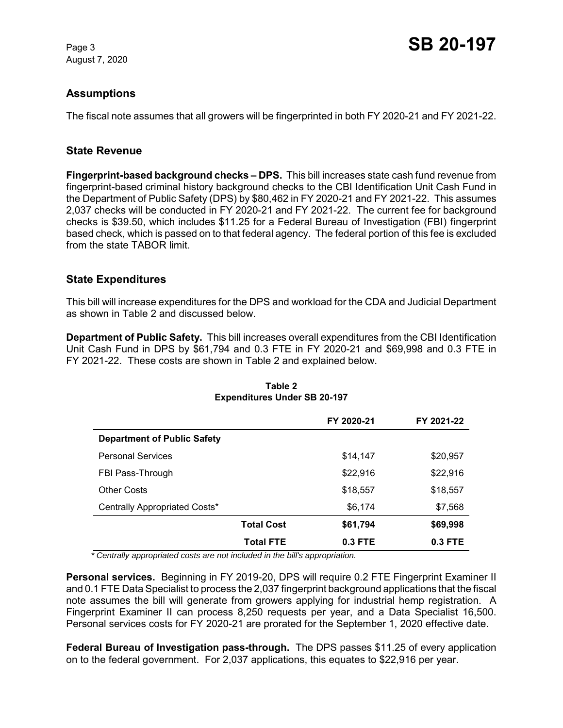## Assumptions

The fiscal note assumes that all growers will be fingerprinted in both FY 2020-21 and FY 2021-22.

## State Revenue

**Fingerprint-based background checks – DPS.** This bill increases state cash fund revenue from fingerprint-based criminal history background checks to the CBI Identification Unit Cash Fund in the Department of Public Safety (DPS) by $80,462 in FY 2020-21 and FY 2021-22. This assumes 2,037 checks will be conducted in FY 2020-21 and FY 2021-22. The current fee for background checks is $39.50, which includes $11.25 for a Federal Bureau of Investigation (FBI) fingerprint based check, which is passed on to that federal agency. The federal portion of this fee is excluded from the state TABOR limit.

## State Expenditures

This bill will increase expenditures for the DPS and workload for the CDA and Judicial Department as shown in Table 2 and discussed below.

**Department of Public Safety.** This bill increases overall expenditures from the CBI Identification Unit Cash Fund in DPS by $61,794 and 0.3 FTE in FY 2020-21 and $69,998 and 0.3 FTE in FY 2021-22. These costs are shown in Table 2 and explained below.

**Table 2**
**Expenditures Under SB 20-197**

| | FY 2020-21 | FY 2021-22 |
|---|---|---|
| **Department of Public Safety** | | |
| Personal Services | $14,147 | $20,957 |
| FBI Pass-Through | $22,916 | $22,916 |
| Other Costs | $18,557 | $18,557 |
| Centrally Appropriated Costs* | $6,174 | $7,568 |
| **Total Cost** | **$61,794** | **$69,998** |
| **Total FTE** | **0.3 FTE** | **0.3 FTE** |

*\* Centrally appropriated costs are not included in the bill's appropriation.*

**Personal services.** Beginning in FY 2019-20, DPS will require 0.2 FTE Fingerprint Examiner II and 0.1 FTE Data Specialist to process the 2,037 fingerprint background applications that the fiscal note assumes the bill will generate from growers applying for industrial hemp registration. A Fingerprint Examiner II can process 8,250 requests per year, and a Data Specialist 16,500. Personal services costs for FY 2020-21 are prorated for the September 1, 2020 effective date.

**Federal Bureau of Investigation pass-through.** The DPS passes $11.25 of every application on to the federal government. For 2,037 applications, this equates to $22,916 per year.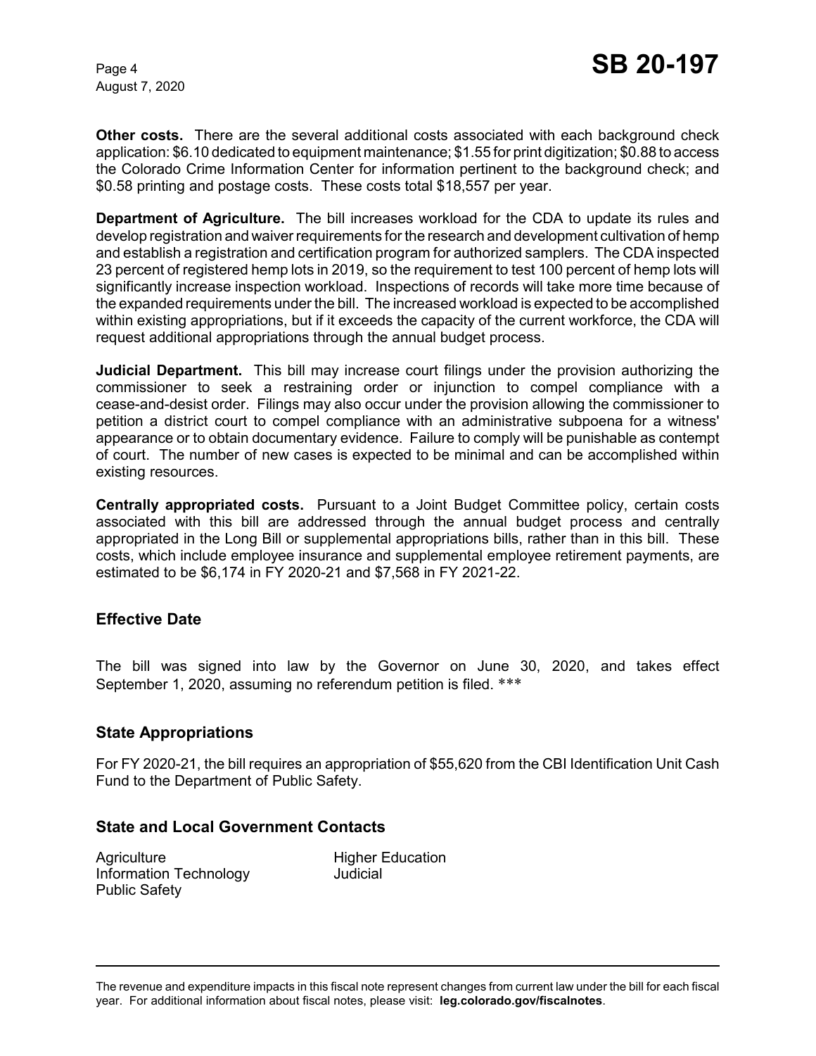**Other costs.** There are the several additional costs associated with each background check application: $6.10 dedicated to equipment maintenance; $1.55 for print digitization; $0.88 to access the Colorado Crime Information Center for information pertinent to the background check; and $0.58 printing and postage costs. These costs total $18,557 per year.

**Department of Agriculture.** The bill increases workload for the CDA to update its rules and develop registration and waiver requirements for the research and development cultivation of hemp and establish a registration and certification program for authorized samplers. The CDA inspected 23 percent of registered hemp lots in 2019, so the requirement to test 100 percent of hemp lots will significantly increase inspection workload. Inspections of records will take more time because of the expanded requirements under the bill. The increased workload is expected to be accomplished within existing appropriations, but if it exceeds the capacity of the current workforce, the CDA will request additional appropriations through the annual budget process.

**Judicial Department.** This bill may increase court filings under the provision authorizing the commissioner to seek a restraining order or injunction to compel compliance with a cease-and-desist order. Filings may also occur under the provision allowing the commissioner to petition a district court to compel compliance with an administrative subpoena for a witness' appearance or to obtain documentary evidence. Failure to comply will be punishable as contempt of court. The number of new cases is expected to be minimal and can be accomplished within existing resources.

**Centrally appropriated costs.** Pursuant to a Joint Budget Committee policy, certain costs associated with this bill are addressed through the annual budget process and centrally appropriated in the Long Bill or supplemental appropriations bills, rather than in this bill. These costs, which include employee insurance and supplemental employee retirement payments, are estimated to be $6,174 in FY 2020-21 and $7,568 in FY 2021-22.

## Effective Date

The bill was signed into law by the Governor on June 30, 2020, and takes effect September 1, 2020, assuming no referendum petition is filed. ***

## State Appropriations

For FY 2020-21, the bill requires an appropriation of $55,620 from the CBI Identification Unit Cash Fund to the Department of Public Safety.

## State and Local Government Contacts

Agriculture
Higher Education
Information Technology
Judicial
Public Safety

The revenue and expenditure impacts in this fiscal note represent changes from current law under the bill for each fiscal year. For additional information about fiscal notes, please visit: **leg.colorado.gov/fiscalnotes**.